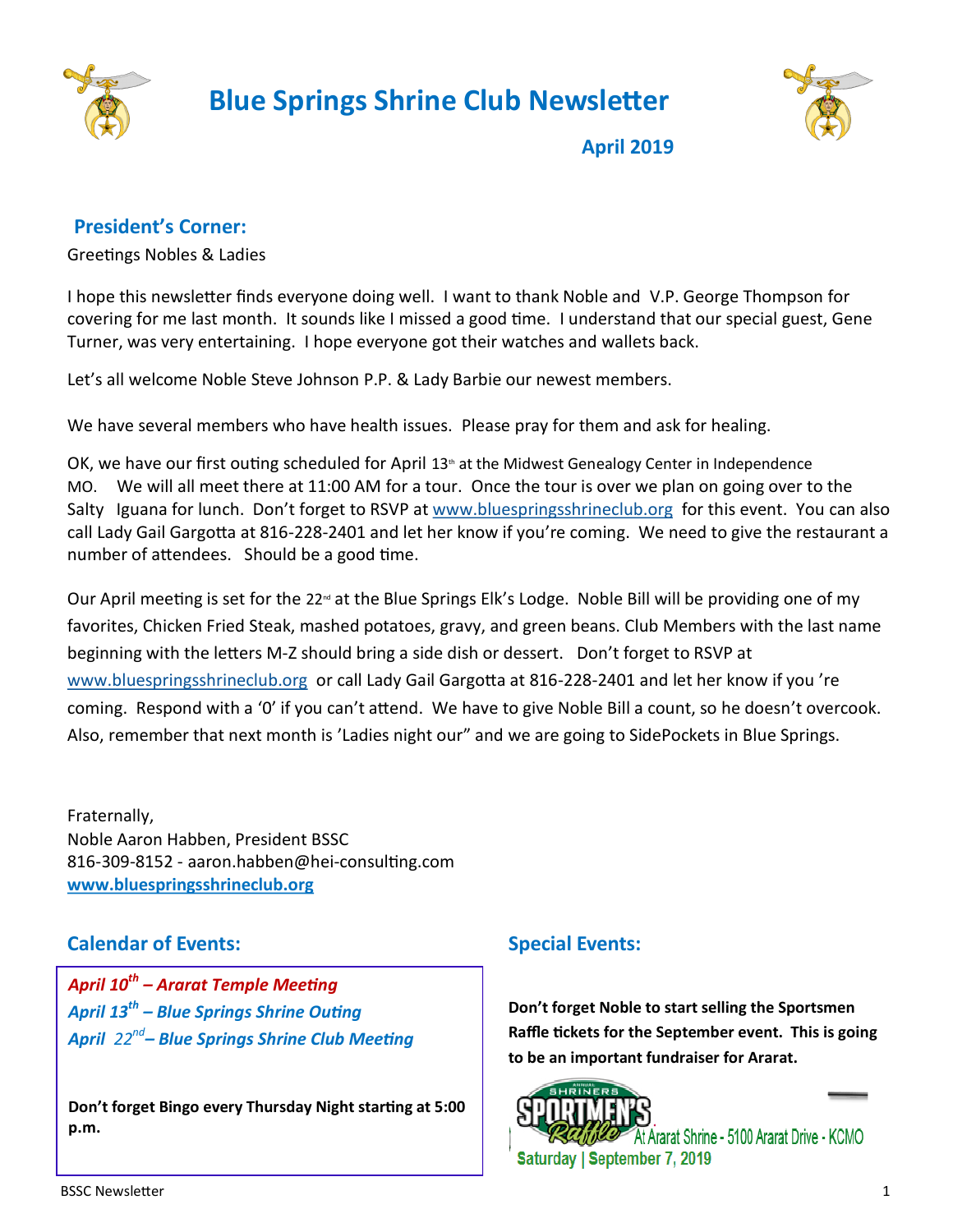# Blue Springs Shrine Club Newsletter

**April 2019**

## President's Corner:

Greetings Nobles & Ladies

I hope this newsletter finds everyone doing well. I want to thank Noble and V.P. George Thompson for covering for me last month. It sounds like I missed a good time. I understand that our special guest, Gene Turner, was very entertaining. I hope everyone got their watches and wallets back.

Let's all welcome Noble Steve Johnson P.P. & Lady Barbie our newest members.

We have several members who have health issues. Please pray for them and ask for healing.

OK, we have our first outing scheduled for April 13th at the Midwest Genealogy Center in Independence MO. We will all meet there at 11:00 AM for a tour. Once the tour is over we plan on going over to the Salty Iguana for lunch. Don't forget to RSVP at www.bluespringsshrineclub.org for this event. You can also call Lady Gail Gargotta at 816-228-2401 and let her know if you're coming. We need to give the restaurant a number of attendees. Should be a good time.

Our April meeting is set for the 22nd at the Blue Springs Elk's Lodge. Noble Bill will be providing one of my favorites, Chicken Fried Steak, mashed potatoes, gravy, and green beans. Club Members with the last name beginning with the letters M-Z should bring a side dish or dessert. Don't forget to RSVP at www.bluespringsshrineclub.org or call Lady Gail Gargotta at 816-228-2401 and let her know if you 're coming. Respond with a '0' if you can't attend. We have to give Noble Bill a count, so he doesn't overcook. Also, remember that next month is 'Ladies night our" and we are going to SidePockets in Blue Springs.

Fraternally,
Noble Aaron Habben, President BSSC
816-309-8152 - aaron.habben@hei-consulting.com
**www.bluespringsshrineclub.org**

## Calendar of Events:

***April 10th – Ararat Temple Meeting***
***April 13th – Blue Springs Shrine Outing***
***April 22nd – Blue Springs Shrine Club Meeting***

**Don't forget Bingo every Thursday Night starting at 5:00 p.m.**

## Special Events:

**Don't forget Noble to start selling the Sportsmen Raffle tickets for the September event. This is going to be an important fundraiser for Ararat.**

Annual Shriners Sportmen's Raffle At Ararat Shrine - 5100 Ararat Drive - KCMO
Saturday | September 7, 2019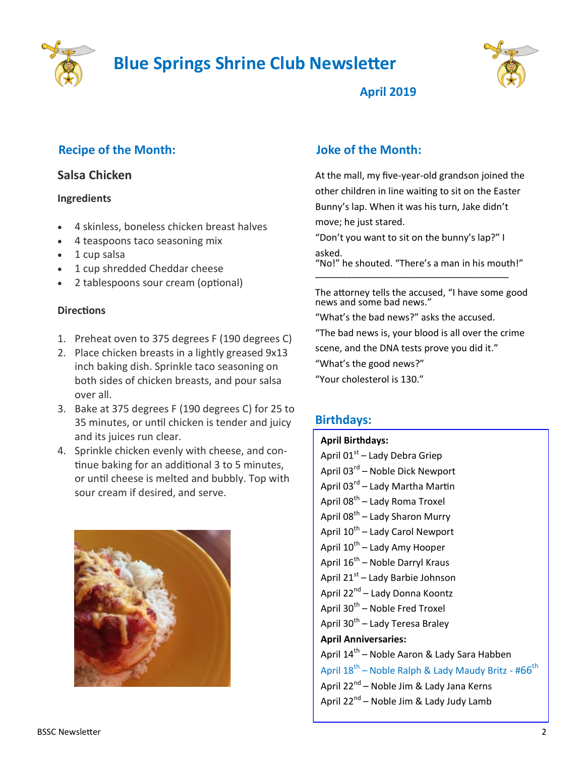# Blue Springs Shrine Club Newsletter

**April 2019**

## Recipe of the Month:

### Salsa Chicken

**Ingredients**

- 4 skinless, boneless chicken breast halves
- 4 teaspoons taco seasoning mix
- 1 cup salsa
- 1 cup shredded Cheddar cheese
- 2 tablespoons sour cream (optional)

**Directions**

1. Preheat oven to 375 degrees F (190 degrees C)
2. Place chicken breasts in a lightly greased 9x13 inch baking dish. Sprinkle taco seasoning on both sides of chicken breasts, and pour salsa over all.
3. Bake at 375 degrees F (190 degrees C) for 25 to 35 minutes, or until chicken is tender and juicy and its juices run clear.
4. Sprinkle chicken evenly with cheese, and continue baking for an additional 3 to 5 minutes, or until cheese is melted and bubbly. Top with sour cream if desired, and serve.

## Joke of the Month:

At the mall, my five-year-old grandson joined the other children in line waiting to sit on the Easter Bunny's lap. When it was his turn, Jake didn't move; he just stared.

"Don't you want to sit on the bunny's lap?" I asked.

"No!" he shouted. "There's a man in his mouth!"

---

The attorney tells the accused, "I have some good news and some bad news."

"What's the bad news?" asks the accused.

"The bad news is, your blood is all over the crime scene, and the DNA tests prove you did it."

"What's the good news?"

"Your cholesterol is 130."

## Birthdays:

**April Birthdays:**

April 01st – Lady Debra Griep
April 03rd – Noble Dick Newport
April 03rd – Lady Martha Martin
April 08th – Lady Roma Troxel
April 08th – Lady Sharon Murry
April 10th – Lady Carol Newport
April 10th – Lady Amy Hooper
April 16th – Noble Darryl Kraus
April 21st – Lady Barbie Johnson
April 22nd – Lady Donna Koontz
April 30th – Noble Fred Troxel
April 30th – Lady Teresa Braley

**April Anniversaries:**

April 14th – Noble Aaron & Lady Sara Habben
April 18th – Noble Ralph & Lady Maudy Britz - #66th
April 22nd – Noble Jim & Lady Jana Kerns
April 22nd – Noble Jim & Lady Judy Lamb